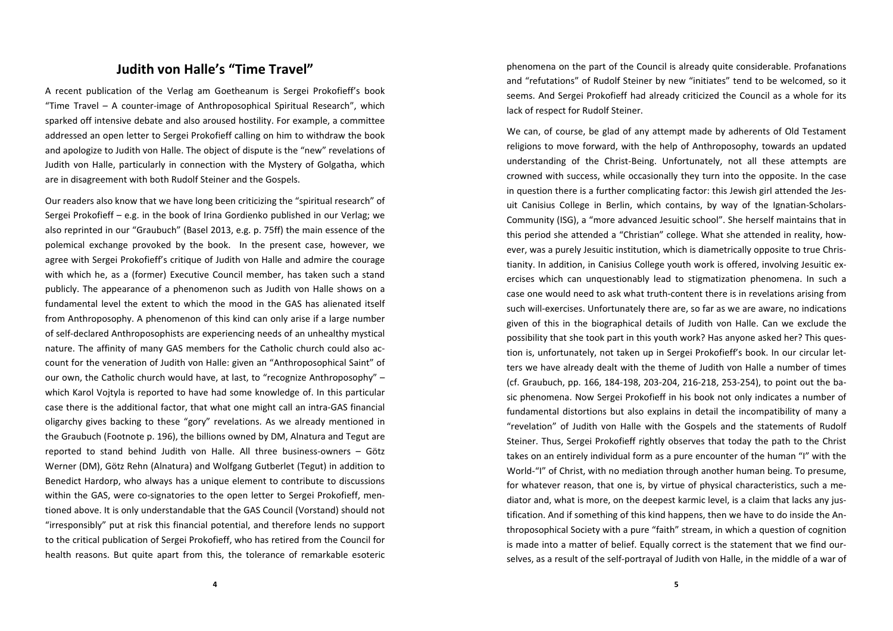# Judith von Halle's "Time Travel"

A recent publication of the Verlag am Goetheanum is Sergei Prokofieff's book "Time Travel – A counter-image of Anthroposophical Spiritual Research", which sparked off intensive debate and also aroused hostility. For example, a committee addressed an open letter to Sergei Prokofieff calling on him to withdraw the book and apologize to Judith von Halle. The object of dispute is the "new" revelations of Judith von Halle, particularly in connection with the Mystery of Golgatha, which are in disagreement with both Rudolf Steiner and the Gospels.

Our readers also know that we have long been criticizing the "spiritual research" of Sergei Prokofieff – e.g. in the book of Irina Gordienko published in our Verlag; we also reprinted in our "Graubuch" (Basel 2013, e.g. p. 75ff) the main essence of the polemical exchange provoked by the book. In the present case, however, we agree with Sergei Prokofieff's critique of Judith von Halle and admire the courage with which he, as a (former) Executive Council member, has taken such a stand publicly. The appearance of a phenomenon such as Judith von Halle shows on a fundamental level the extent to which the mood in the GAS has alienated itself from Anthroposophy. A phenomenon of this kind can only arise if a large number of self-declared Anthroposophists are experiencing needs of an unhealthy mystical nature. The affinity of many GAS members for the Catholic church could also account for the veneration of Judith von Halle: given an "Anthroposophical Saint" of our own, the Catholic church would have, at last, to "recognize Anthroposophy" – which Karol Vojtyla is reported to have had some knowledge of. In this particular case there is the additional factor, that what one might call an intra-GAS financial oligarchy gives backing to these "gory" revelations. As we already mentioned in the Graubuch (Footnote p. 196), the billions owned by DM, Alnatura and Tegut are reported to stand behind Judith von Halle. All three business-owners – Götz Werner (DM), Götz Rehn (Alnatura) and Wolfgang Gutberlet (Tegut) in addition to Benedict Hardorp, who always has a unique element to contribute to discussions within the GAS, were co-signatories to the open letter to Sergei Prokofieff, mentioned above. It is only understandable that the GAS Council (Vorstand) should not "irresponsibly" put at risk this financial potential, and therefore lends no support to the critical publication of Sergei Prokofieff, who has retired from the Council for health reasons. But quite apart from this, the tolerance of remarkable esoteric phenomena on the part of the Council is already quite considerable. Profanations and "refutations" of Rudolf Steiner by new "initiates" tend to be welcomed, so it seems. And Sergei Prokofieff had already criticized the Council as a whole for its lack of respect for Rudolf Steiner.

We can, of course, be glad of any attempt made by adherents of Old Testament religions to move forward, with the help of Anthroposophy, towards an updated understanding of the Christ-Being. Unfortunately, not all these attempts are crowned with success, while occasionally they turn into the opposite. In the case in question there is a further complicating factor: this Jewish girl attended the Jesuit Canisius College in Berlin, which contains, by way of the Ignatian-Scholars-Community (ISG), a "more advanced Jesuitic school". She herself maintains that in this period she attended a "Christian" college. What she attended in reality, however, was a purely Jesuitic institution, which is diametrically opposite to true Christianity. In addition, in Canisius College youth work is offered, involving Jesuitic exercises which can unquestionably lead to stigmatization phenomena. In such a case one would need to ask what truth-content there is in revelations arising from such will-exercises. Unfortunately there are, so far as we are aware, no indications given of this in the biographical details of Judith von Halle. Can we exclude the possibility that she took part in this youth work? Has anyone asked her? This question is, unfortunately, not taken up in Sergei Prokofieff's book. In our circular letters we have already dealt with the theme of Judith von Halle a number of times (cf. Graubuch, pp. 166, 184-198, 203-204, 216-218, 253-254), to point out the basic phenomena. Now Sergei Prokofieff in his book not only indicates a number of fundamental distortions but also explains in detail the incompatibility of many a "revelation" of Judith von Halle with the Gospels and the statements of Rudolf Steiner. Thus, Sergei Prokofieff rightly observes that today the path to the Christ takes on an entirely individual form as a pure encounter of the human "I" with the World-"I" of Christ, with no mediation through another human being. To presume, for whatever reason, that one is, by virtue of physical characteristics, such a mediator and, what is more, on the deepest karmic level, is a claim that lacks any justification. And if something of this kind happens, then we have to do inside the Anthroposophical Society with a pure "faith" stream, in which a question of cognition is made into a matter of belief. Equally correct is the statement that we find ourselves, as a result of the self-portrayal of Judith von Halle, in the middle of a war of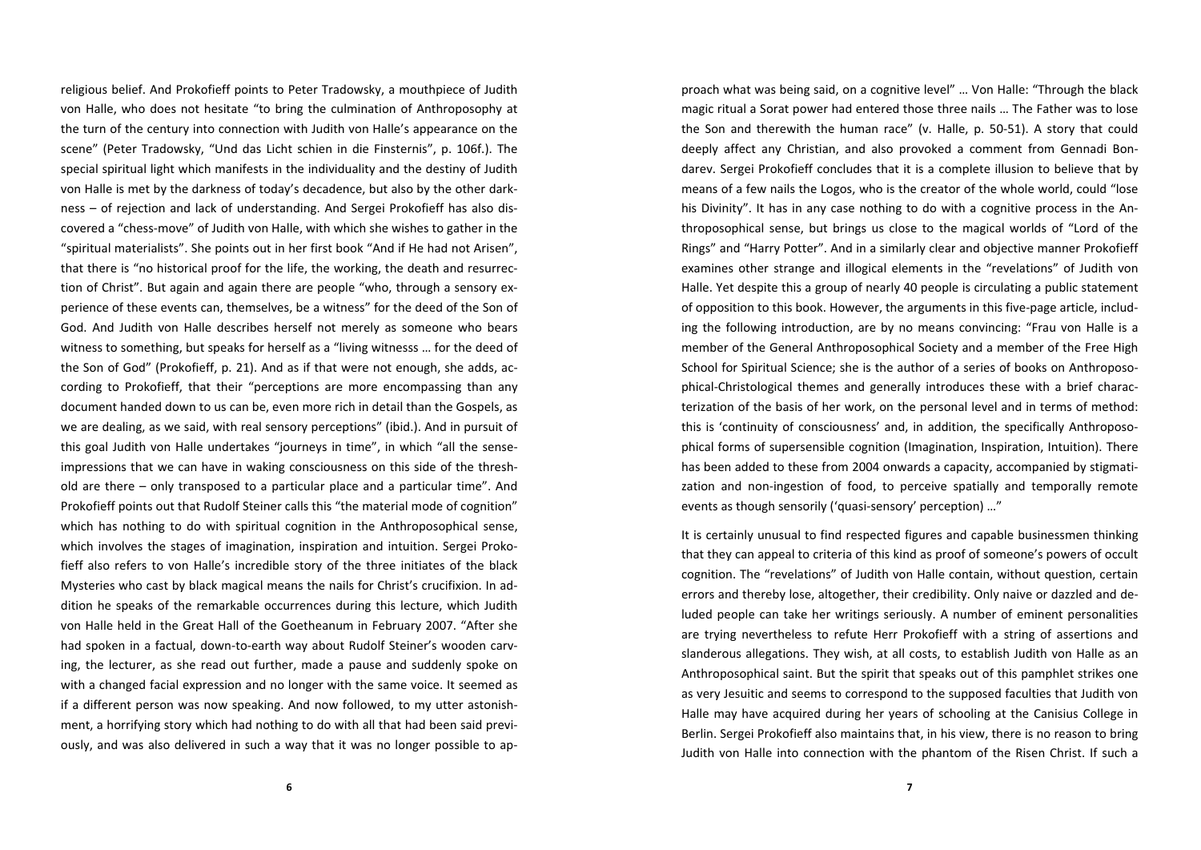religious belief. And Prokofieff points to Peter Tradowsky, a mouthpiece of Judith von Halle, who does not hesitate "to bring the culmination of Anthroposophy at the turn of the century into connection with Judith von Halle's appearance on the scene" (Peter Tradowsky, "Und das Licht schien in die Finsternis", p. 106f.). The special spiritual light which manifests in the individuality and the destiny of Judith von Halle is met by the darkness of today's decadence, but also by the other darkness – of rejection and lack of understanding. And Sergei Prokofieff has also discovered a "chess-move" of Judith von Halle, with which she wishes to gather in the "spiritual materialists". She points out in her first book "And if He had not Arisen", that there is "no historical proof for the life, the working, the death and resurrection of Christ". But again and again there are people "who, through a sensory experience of these events can, themselves, be a witness" for the deed of the Son of God. And Judith von Halle describes herself not merely as someone who bears witness to something, but speaks for herself as a "living witnesss … for the deed of the Son of God" (Prokofieff, p. 21). And as if that were not enough, she adds, according to Prokofieff, that their "perceptions are more encompassing than any document handed down to us can be, even more rich in detail than the Gospels, as we are dealing, as we said, with real sensory perceptions" (ibid.). And in pursuit of this goal Judith von Halle undertakes "journeys in time", in which "all the sense-impressions that we can have in waking consciousness on this side of the threshold are there – only transposed to a particular place and a particular time". And Prokofieff points out that Rudolf Steiner calls this "the material mode of cognition" which has nothing to do with spiritual cognition in the Anthroposophical sense, which involves the stages of imagination, inspiration and intuition. Sergei Prokofieff also refers to von Halle's incredible story of the three initiates of the black Mysteries who cast by black magical means the nails for Christ's crucifixion. In addition he speaks of the remarkable occurrences during this lecture, which Judith von Halle held in the Great Hall of the Goetheanum in February 2007. "After she had spoken in a factual, down-to-earth way about Rudolf Steiner's wooden carving, the lecturer, as she read out further, made a pause and suddenly spoke on with a changed facial expression and no longer with the same voice. It seemed as if a different person was now speaking. And now followed, to my utter astonishment, a horrifying story which had nothing to do with all that had been said previously, and was also delivered in such a way that it was no longer possible to approach what was being said, on a cognitive level" … Von Halle: "Through the black magic ritual a Sorat power had entered those three nails … The Father was to lose the Son and therewith the human race" (v. Halle, p. 50-51). A story that could deeply affect any Christian, and also provoked a comment from Gennadi Bondarev. Sergei Prokofieff concludes that it is a complete illusion to believe that by means of a few nails the Logos, who is the creator of the whole world, could "lose his Divinity". It has in any case nothing to do with a cognitive process in the Anthroposophical sense, but brings us close to the magical worlds of "Lord of the Rings" and "Harry Potter". And in a similarly clear and objective manner Prokofieff examines other strange and illogical elements in the "revelations" of Judith von Halle. Yet despite this a group of nearly 40 people is circulating a public statement of opposition to this book. However, the arguments in this five-page article, including the following introduction, are by no means convincing: "Frau von Halle is a member of the General Anthroposophical Society and a member of the Free High School for Spiritual Science; she is the author of a series of books on Anthroposophical-Christological themes and generally introduces these with a brief characterization of the basis of her work, on the personal level and in terms of method: this is 'continuity of consciousness' and, in addition, the specifically Anthroposophical forms of supersensible cognition (Imagination, Inspiration, Intuition). There has been added to these from 2004 onwards a capacity, accompanied by stigmatization and non-ingestion of food, to perceive spatially and temporally remote events as though sensorily ('quasi-sensory' perception) …"

It is certainly unusual to find respected figures and capable businessmen thinking that they can appeal to criteria of this kind as proof of someone's powers of occult cognition. The "revelations" of Judith von Halle contain, without question, certain errors and thereby lose, altogether, their credibility. Only naive or dazzled and deluded people can take her writings seriously. A number of eminent personalities are trying nevertheless to refute Herr Prokofieff with a string of assertions and slanderous allegations. They wish, at all costs, to establish Judith von Halle as an Anthroposophical saint. But the spirit that speaks out of this pamphlet strikes one as very Jesuitic and seems to correspond to the supposed faculties that Judith von Halle may have acquired during her years of schooling at the Canisius College in Berlin. Sergei Prokofieff also maintains that, in his view, there is no reason to bring Judith von Halle into connection with the phantom of the Risen Christ. If such a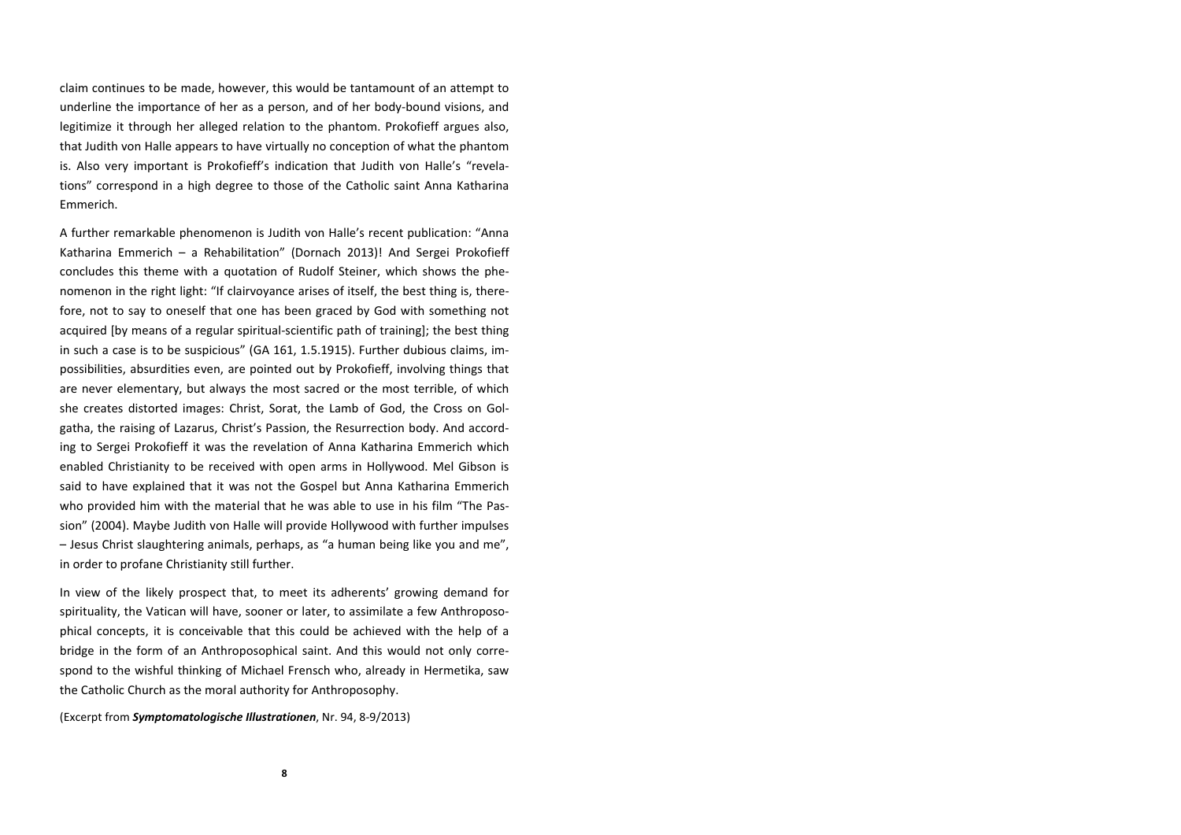claim continues to be made, however, this would be tantamount of an attempt to underline the importance of her as a person, and of her body-bound visions, and legitimize it through her alleged relation to the phantom. Prokofieff argues also, that Judith von Halle appears to have virtually no conception of what the phantom is. Also very important is Prokofieff's indication that Judith von Halle's "revelations" correspond in a high degree to those of the Catholic saint Anna Katharina Emmerich.

A further remarkable phenomenon is Judith von Halle's recent publication: "Anna Katharina Emmerich – a Rehabilitation" (Dornach 2013)! And Sergei Prokofieff concludes this theme with a quotation of Rudolf Steiner, which shows the phenomenon in the right light: "If clairvoyance arises of itself, the best thing is, therefore, not to say to oneself that one has been graced by God with something not acquired [by means of a regular spiritual-scientific path of training]; the best thing in such a case is to be suspicious" (GA 161, 1.5.1915). Further dubious claims, impossibilities, absurdities even, are pointed out by Prokofieff, involving things that are never elementary, but always the most sacred or the most terrible, of which she creates distorted images: Christ, Sorat, the Lamb of God, the Cross on Golgatha, the raising of Lazarus, Christ's Passion, the Resurrection body. And according to Sergei Prokofieff it was the revelation of Anna Katharina Emmerich which enabled Christianity to be received with open arms in Hollywood. Mel Gibson is said to have explained that it was not the Gospel but Anna Katharina Emmerich who provided him with the material that he was able to use in his film "The Passion" (2004). Maybe Judith von Halle will provide Hollywood with further impulses – Jesus Christ slaughtering animals, perhaps, as "a human being like you and me", in order to profane Christianity still further.

In view of the likely prospect that, to meet its adherents' growing demand for spirituality, the Vatican will have, sooner or later, to assimilate a few Anthroposophical concepts, it is conceivable that this could be achieved with the help of a bridge in the form of an Anthroposophical saint. And this would not only correspond to the wishful thinking of Michael Frensch who, already in Hermetika, saw the Catholic Church as the moral authority for Anthroposophy.

(Excerpt from ***Symptomatologische Illustrationen***, Nr. 94, 8-9/2013)